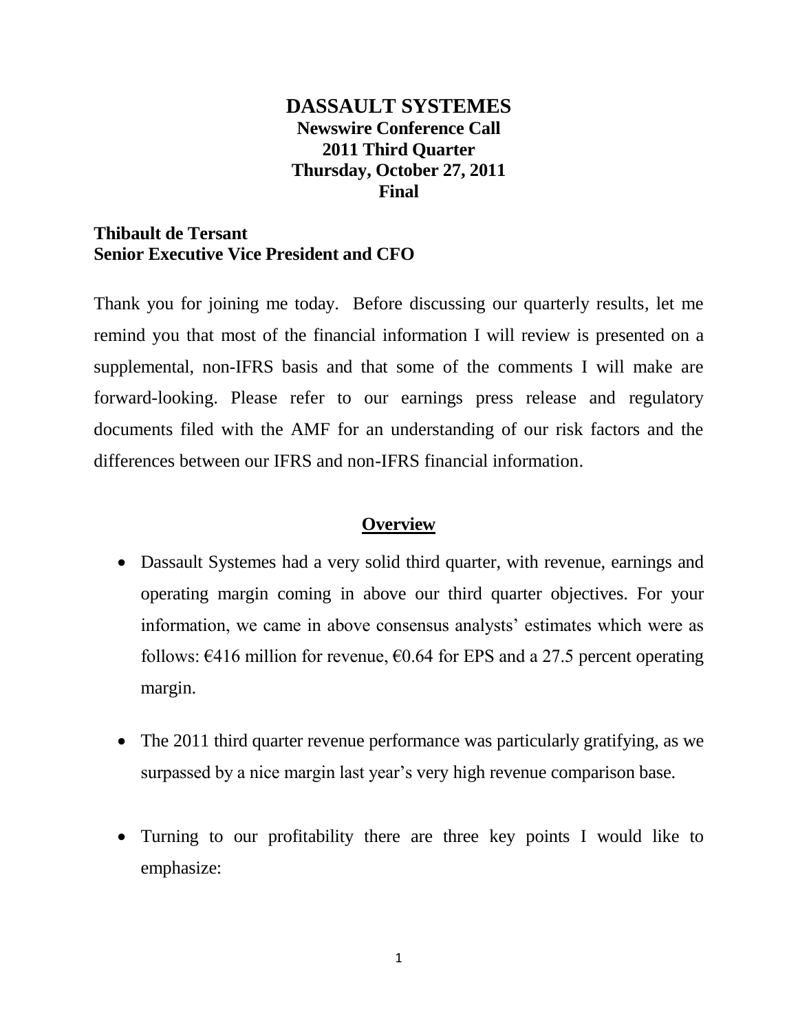# DASSAULT SYSTEMES

**Newswire Conference Call**
**2011 Third Quarter**
**Thursday, October 27, 2011**
**Final**

**Thibault de Tersant**
**Senior Executive Vice President and CFO**

Thank you for joining me today. Before discussing our quarterly results, let me remind you that most of the financial information I will review is presented on a supplemental, non-IFRS basis and that some of the comments I will make are forward-looking. Please refer to our earnings press release and regulatory documents filed with the AMF for an understanding of our risk factors and the differences between our IFRS and non-IFRS financial information.

## Overview

- Dassault Systemes had a very solid third quarter, with revenue, earnings and operating margin coming in above our third quarter objectives. For your information, we came in above consensus analysts' estimates which were as follows: €416 million for revenue, €0.64 for EPS and a 27.5 percent operating margin.

- The 2011 third quarter revenue performance was particularly gratifying, as we surpassed by a nice margin last year's very high revenue comparison base.

- Turning to our profitability there are three key points I would like to emphasize: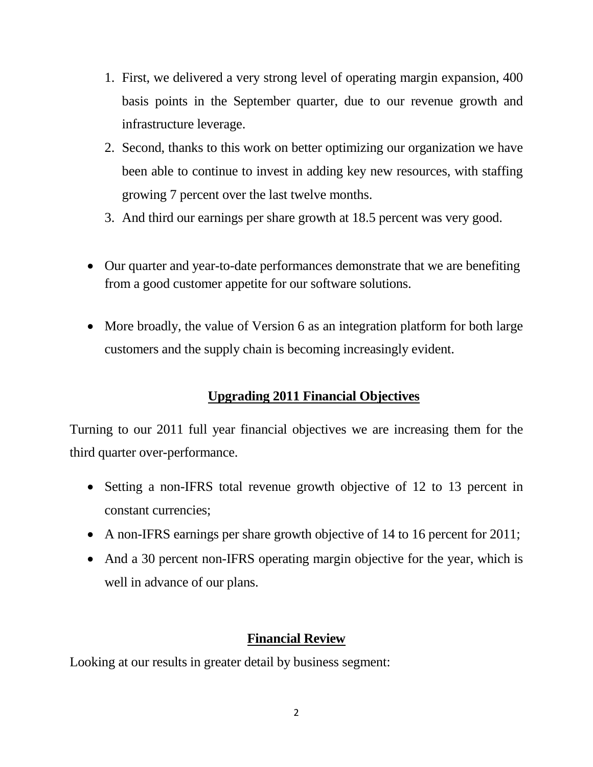1. First, we delivered a very strong level of operating margin expansion, 400 basis points in the September quarter, due to our revenue growth and infrastructure leverage.
2. Second, thanks to this work on better optimizing our organization we have been able to continue to invest in adding key new resources, with staffing growing 7 percent over the last twelve months.
3. And third our earnings per share growth at 18.5 percent was very good.

- Our quarter and year-to-date performances demonstrate that we are benefiting from a good customer appetite for our software solutions.

- More broadly, the value of Version 6 as an integration platform for both large customers and the supply chain is becoming increasingly evident.

## Upgrading 2011 Financial Objectives

Turning to our 2011 full year financial objectives we are increasing them for the third quarter over-performance.

- Setting a non-IFRS total revenue growth objective of 12 to 13 percent in constant currencies;
- A non-IFRS earnings per share growth objective of 14 to 16 percent for 2011;
- And a 30 percent non-IFRS operating margin objective for the year, which is well in advance of our plans.

## Financial Review

Looking at our results in greater detail by business segment: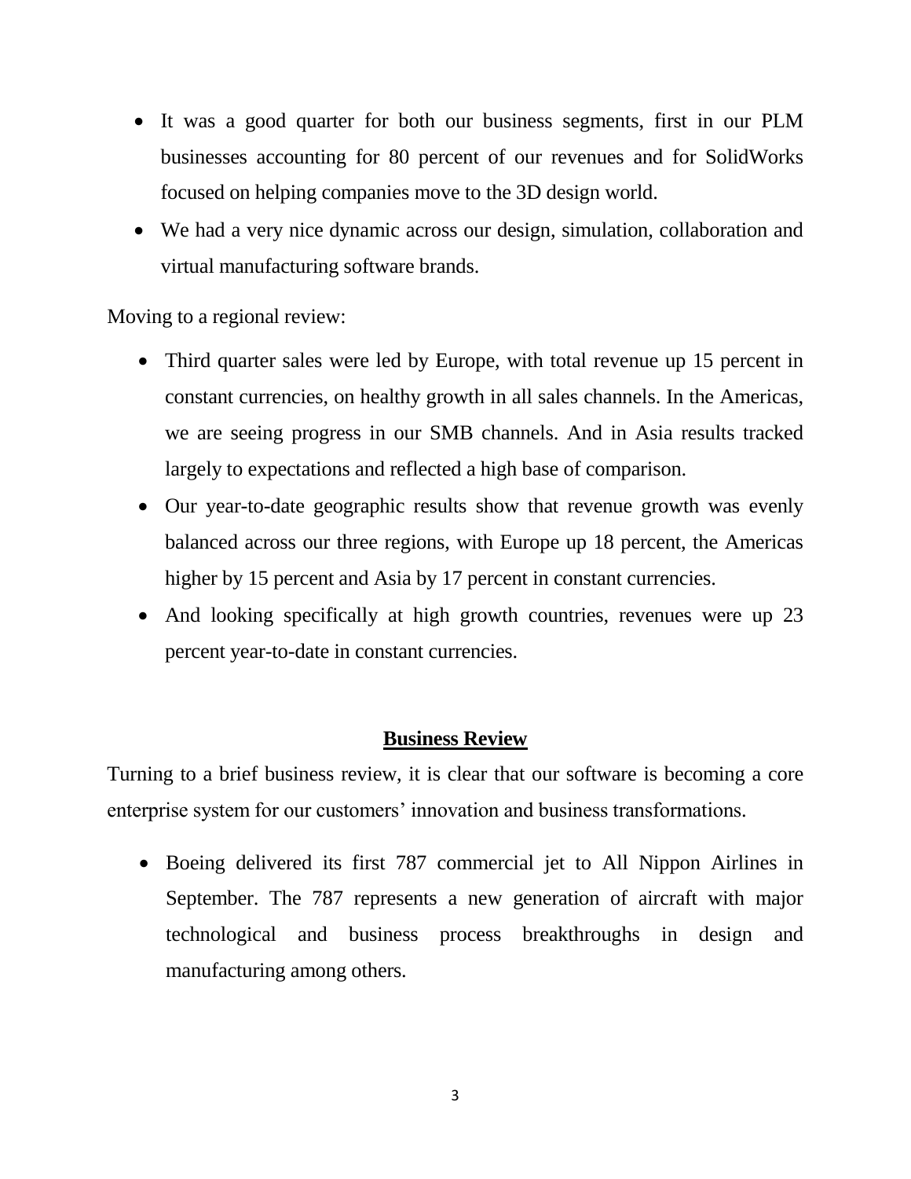- It was a good quarter for both our business segments, first in our PLM businesses accounting for 80 percent of our revenues and for SolidWorks focused on helping companies move to the 3D design world.
- We had a very nice dynamic across our design, simulation, collaboration and virtual manufacturing software brands.

Moving to a regional review:

- Third quarter sales were led by Europe, with total revenue up 15 percent in constant currencies, on healthy growth in all sales channels. In the Americas, we are seeing progress in our SMB channels. And in Asia results tracked largely to expectations and reflected a high base of comparison.
- Our year-to-date geographic results show that revenue growth was evenly balanced across our three regions, with Europe up 18 percent, the Americas higher by 15 percent and Asia by 17 percent in constant currencies.
- And looking specifically at high growth countries, revenues were up 23 percent year-to-date in constant currencies.

## Business Review

Turning to a brief business review, it is clear that our software is becoming a core enterprise system for our customers' innovation and business transformations.

- Boeing delivered its first 787 commercial jet to All Nippon Airlines in September. The 787 represents a new generation of aircraft with major technological and business process breakthroughs in design and manufacturing among others.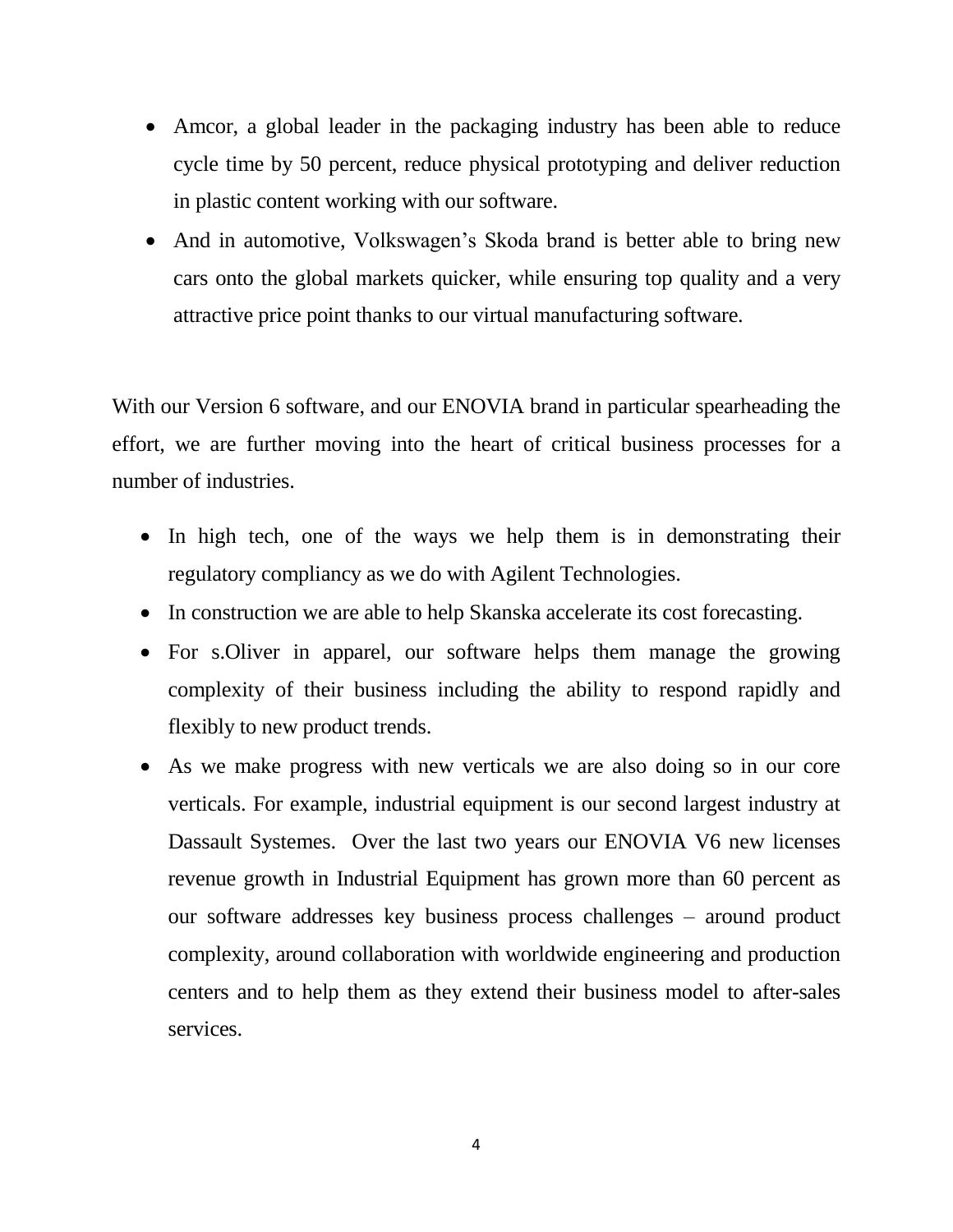- Amcor, a global leader in the packaging industry has been able to reduce cycle time by 50 percent, reduce physical prototyping and deliver reduction in plastic content working with our software.
- And in automotive, Volkswagen's Skoda brand is better able to bring new cars onto the global markets quicker, while ensuring top quality and a very attractive price point thanks to our virtual manufacturing software.

With our Version 6 software, and our ENOVIA brand in particular spearheading the effort, we are further moving into the heart of critical business processes for a number of industries.

- In high tech, one of the ways we help them is in demonstrating their regulatory compliancy as we do with Agilent Technologies.
- In construction we are able to help Skanska accelerate its cost forecasting.
- For s.Oliver in apparel, our software helps them manage the growing complexity of their business including the ability to respond rapidly and flexibly to new product trends.
- As we make progress with new verticals we are also doing so in our core verticals. For example, industrial equipment is our second largest industry at Dassault Systemes. Over the last two years our ENOVIA V6 new licenses revenue growth in Industrial Equipment has grown more than 60 percent as our software addresses key business process challenges – around product complexity, around collaboration with worldwide engineering and production centers and to help them as they extend their business model to after-sales services.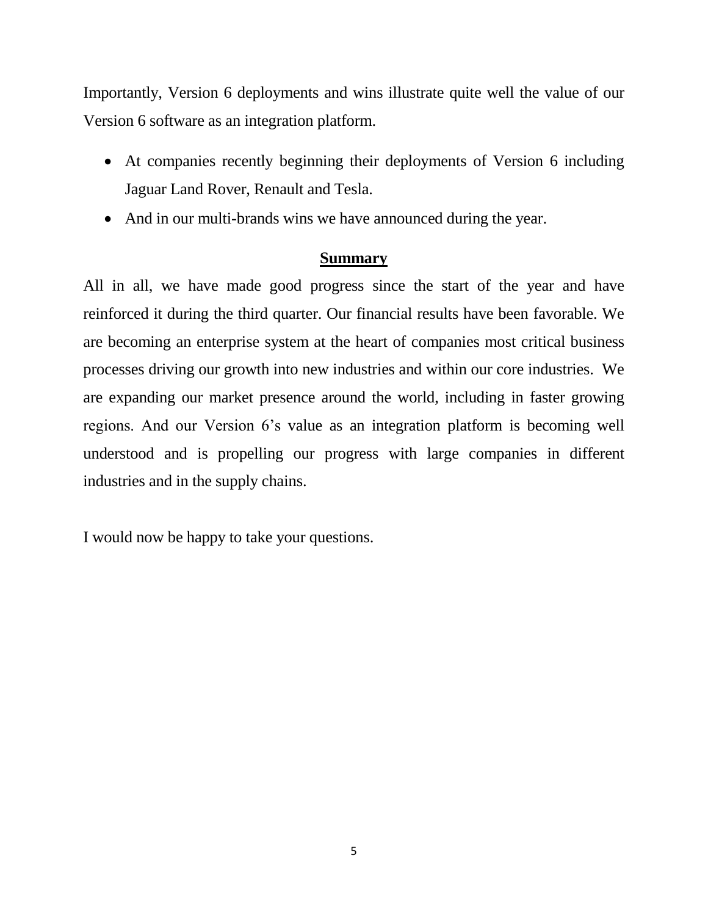Importantly, Version 6 deployments and wins illustrate quite well the value of our Version 6 software as an integration platform.

- At companies recently beginning their deployments of Version 6 including Jaguar Land Rover, Renault and Tesla.
- And in our multi-brands wins we have announced during the year.

## Summary

All in all, we have made good progress since the start of the year and have reinforced it during the third quarter. Our financial results have been favorable. We are becoming an enterprise system at the heart of companies most critical business processes driving our growth into new industries and within our core industries. We are expanding our market presence around the world, including in faster growing regions. And our Version 6's value as an integration platform is becoming well understood and is propelling our progress with large companies in different industries and in the supply chains.

I would now be happy to take your questions.